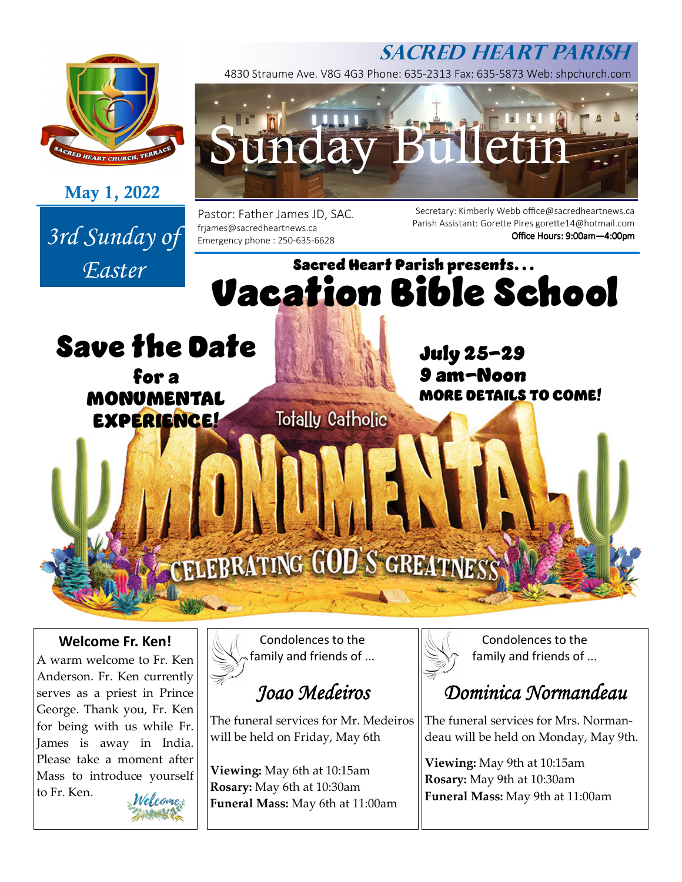# SACRED HEART PARISH

4830 Straume Ave. V8G 4G3 Phone: 635-2313 Fax: 635-5873 Web: shpchurch.com

SACRED HEART CHURCH, TERRACE

# Sunday Bulletin

**May 1, 2022**

*3rd Sunday of Easter*

Pastor: Father James JD, SAC.
frjames@sacredheartnews.ca
Emergency phone : 250-635-6628

Secretary: Kimberly Webb office@sacredheartnews.ca
Parish Assistant: Gorette Pires gorette14@hotmail.com
**Office Hours: 9:00am—4:00pm**

## Sacred Heart Parish presents...

# Vacation Bible School

## Save the Date

**for a MONUMENTAL EXPERIENCE!**

**July 25-29**
**9 am-Noon**
**MORE DETAILS TO COME!**

Totally Catholic

MONUMENTAL

CELEBRATING GOD'S GREATNESS

### Welcome Fr. Ken!

A warm welcome to Fr. Ken Anderson. Fr. Ken currently serves as a priest in Prince George. Thank you, Fr. Ken for being with us while Fr. James is away in India. Please take a moment after Mass to introduce yourself to Fr. Ken.

*Welcome*

Condolences to the family and friends of ...

### *Joao Medeiros*

The funeral services for Mr. Medeiros will be held on Friday, May 6th

**Viewing:** May 6th at 10:15am
**Rosary:** May 6th at 10:30am
**Funeral Mass:** May 6th at 11:00am

Condolences to the family and friends of ...

### *Dominica Normandeau*

The funeral services for Mrs. Normandeau will be held on Monday, May 9th.

**Viewing:** May 9th at 10:15am
**Rosary:** May 9th at 10:30am
**Funeral Mass:** May 9th at 11:00am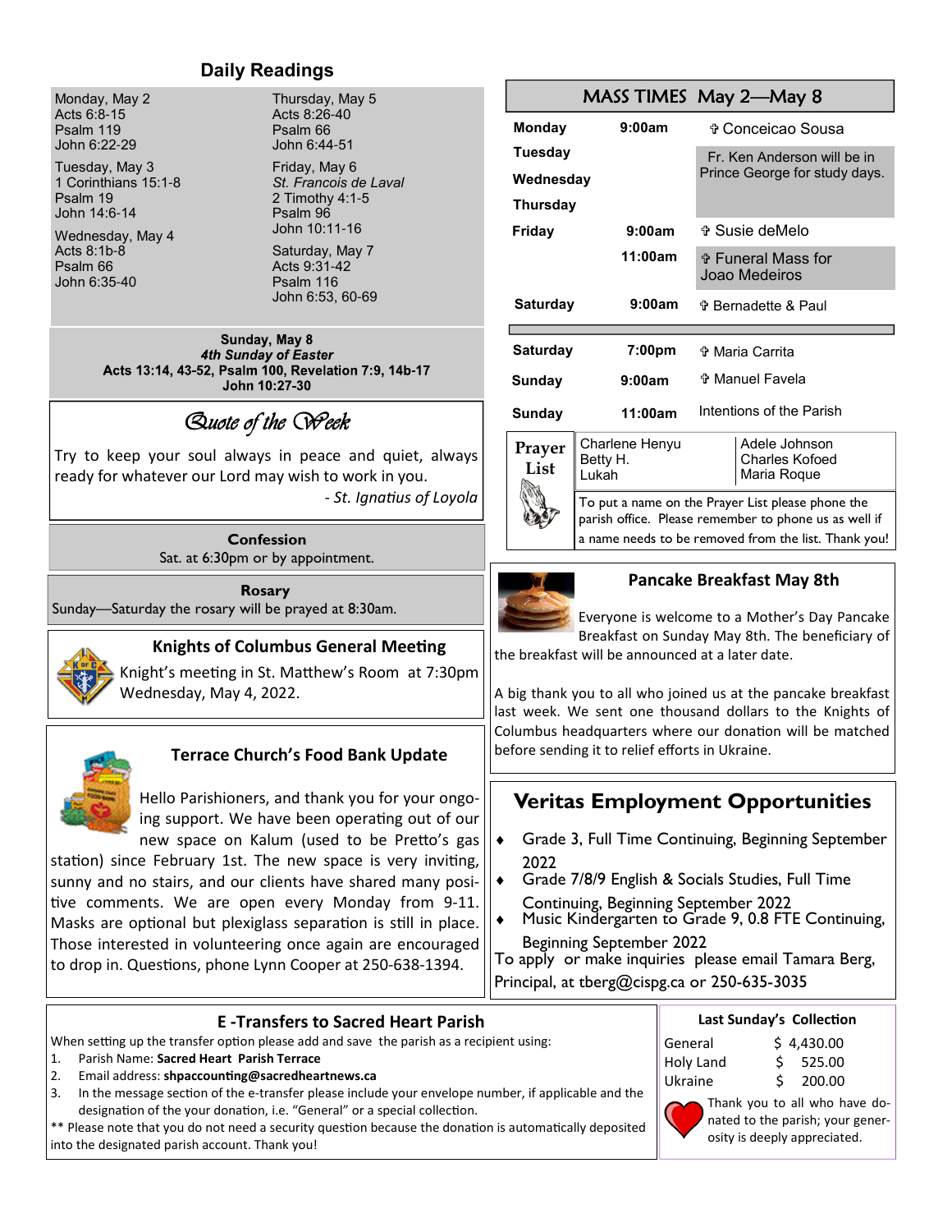## Daily Readings

Monday, May 2
Acts 6:8-15
Psalm 119
John 6:22-29

Tuesday, May 3
1 Corinthians 15:1-8
Psalm 19
John 14:6-14

Wednesday, May 4
Acts 8:1b-8
Psalm 66
John 6:35-40

Thursday, May 5
Acts 8:26-40
Psalm 66
John 6:44-51

Friday, May 6
*St. Francois de Laval*
2 Timothy 4:1-5
Psalm 96
John 10:11-16

Saturday, May 7
Acts 9:31-42
Psalm 116
John 6:53, 60-69

**Sunday, May 8**
***4th Sunday of Easter***
**Acts 13:14, 43-52, Psalm 100, Revelation 7:9, 14b-17**
**John 10:27-30**

## Quote of the Week

Try to keep your soul always in peace and quiet, always ready for whatever our Lord may wish to work in you.

*- St. Ignatius of Loyola*

**Confession**
Sat. at 6:30pm or by appointment.

**Rosary**
Sunday—Saturday the rosary will be prayed at 8:30am.

### Knights of Columbus General Meeting

Knight's meeting in St. Matthew's Room at 7:30pm Wednesday, May 4, 2022.

### Terrace Church's Food Bank Update

Hello Parishioners, and thank you for your ongoing support. We have been operating out of our new space on Kalum (used to be Pretto's gas station) since February 1st. The new space is very inviting, sunny and no stairs, and our clients have shared many positive comments. We are open every Monday from 9-11. Masks are optional but plexiglass separation is still in place. Those interested in volunteering once again are encouraged to drop in. Questions, phone Lynn Cooper at 250-638-1394.

## MASS TIMES May 2—May 8

| | | |
|---|---|---|
| **Monday** | **9:00am** | ✞ Conceicao Sousa |
| **Tuesday** | | Fr. Ken Anderson will be in Prince George for study days. |
| **Wednesday** | | |
| **Thursday** | | |
| **Friday** | **9:00am** | ✞ Susie deMelo |
| | **11:00am** | ✞ Funeral Mass for Joao Medeiros |
| **Saturday** | **9:00am** | ✞ Bernadette & Paul |
| **Saturday** | **7:00pm** | ✞ Maria Carrita |
| **Sunday** | **9:00am** | ✞ Manuel Favela |
| **Sunday** | **11:00am** | Intentions of the Parish |

**Prayer List**

Charlene Henyu
Betty H.
Lukah
Adele Johnson
Charles Kofoed
Maria Roque

To put a name on the Prayer List please phone the parish office. Please remember to phone us as well if a name needs to be removed from the list. Thank you!

### Pancake Breakfast May 8th

Everyone is welcome to a Mother's Day Pancake Breakfast on Sunday May 8th. The beneficiary of the breakfast will be announced at a later date.

A big thank you to all who joined us at the pancake breakfast last week. We sent one thousand dollars to the Knights of Columbus headquarters where our donation will be matched before sending it to relief efforts in Ukraine.

## Veritas Employment Opportunities

- Grade 3, Full Time Continuing, Beginning September 2022
- Grade 7/8/9 English & Socials Studies, Full Time Continuing, Beginning September 2022
- Music Kindergarten to Grade 9, 0.8 FTE Continuing, Beginning September 2022

To apply or make inquiries please email Tamara Berg, Principal, at tberg@cispg.ca or 250-635-3035

### E -Transfers to Sacred Heart Parish

When setting up the transfer option please add and save the parish as a recipient using:

1. Parish Name: **Sacred Heart Parish Terrace**
2. Email address: **shpaccounting@sacredheartnews.ca**
3. In the message section of the e-transfer please include your envelope number, if applicable and the designation of the your donation, i.e. "General" or a special collection.

** Please note that you do not need a security question because the donation is automatically deposited into the designated parish account. Thank you!

**Last Sunday's Collection**

| | |
|---|---|
| General | $ 4,430.00 |
| Holy Land | $ 525.00 |
| Ukraine | $ 200.00 |

Thank you to all who have donated to the parish; your generosity is deeply appreciated.